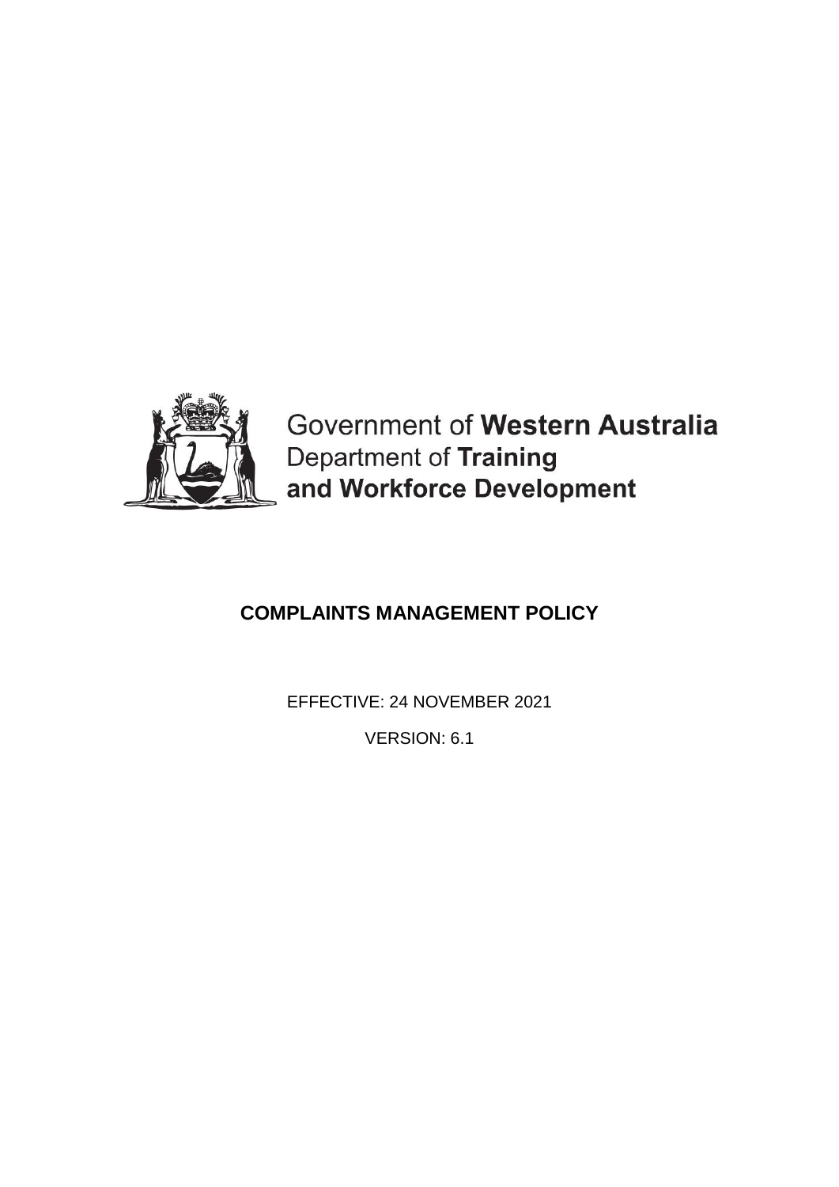Government of **Western Australia**
Department of **Training**
**and Workforce Development**

# COMPLAINTS MANAGEMENT POLICY

EFFECTIVE: 24 NOVEMBER 2021

VERSION: 6.1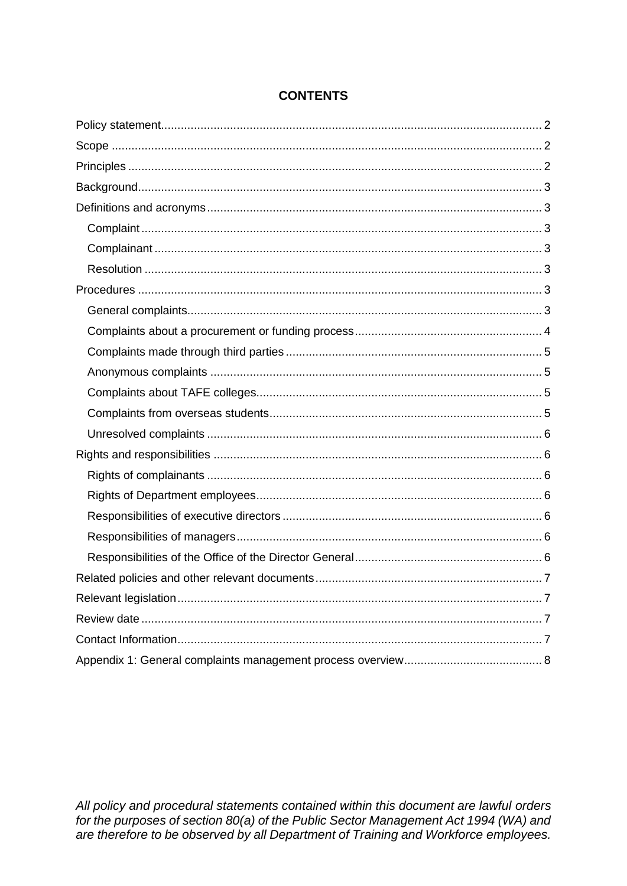**CONTENTS**

Policy statement .......... 2
Scope .......... 2
Principles .......... 2
Background .......... 3
Definitions and acronyms .......... 3
- Complaint .......... 3
- Complainant .......... 3
- Resolution .......... 3

Procedures .......... 3
- General complaints .......... 3
- Complaints about a procurement or funding process .......... 4
- Complaints made through third parties .......... 5
- Anonymous complaints .......... 5
- Complaints about TAFE colleges .......... 5
- Complaints from overseas students .......... 5
- Unresolved complaints .......... 6

Rights and responsibilities .......... 6
- Rights of complainants .......... 6
- Rights of Department employees .......... 6
- Responsibilities of executive directors .......... 6
- Responsibilities of managers .......... 6
- Responsibilities of the Office of the Director General .......... 6

Related policies and other relevant documents .......... 7
Relevant legislation .......... 7
Review date .......... 7
Contact Information .......... 7
Appendix 1: General complaints management process overview .......... 8

*All policy and procedural statements contained within this document are lawful orders for the purposes of section 80(a) of the Public Sector Management Act 1994 (WA) and are therefore to be observed by all Department of Training and Workforce employees.*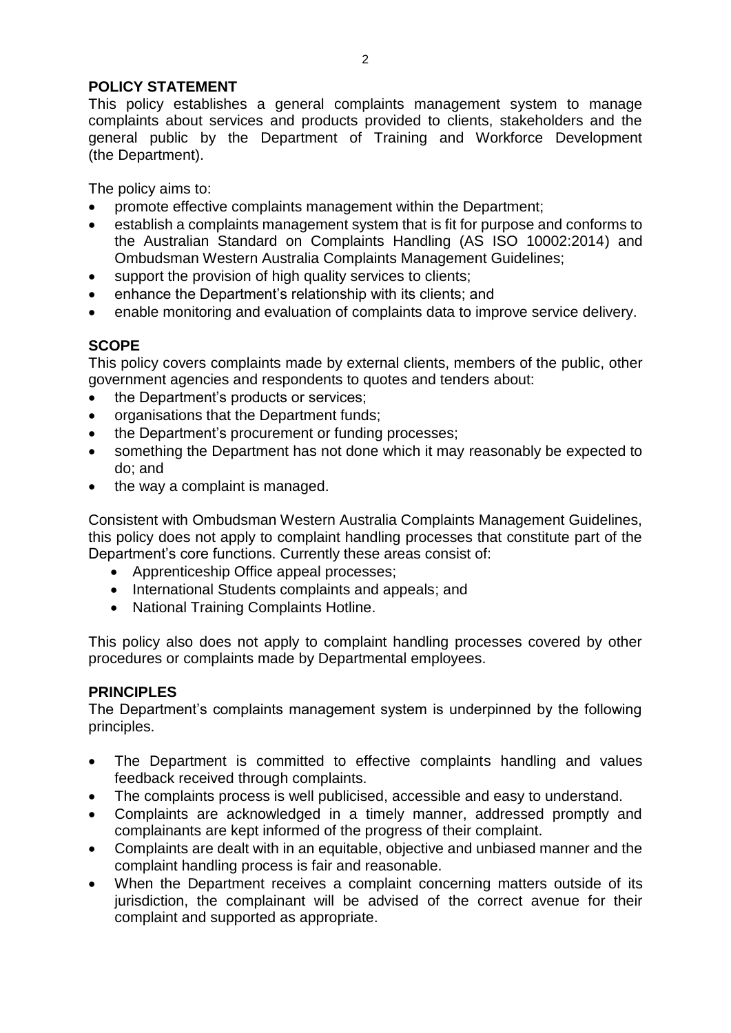## POLICY STATEMENT

This policy establishes a general complaints management system to manage complaints about services and products provided to clients, stakeholders and the general public by the Department of Training and Workforce Development (the Department).

The policy aims to:

- promote effective complaints management within the Department;
- establish a complaints management system that is fit for purpose and conforms to the Australian Standard on Complaints Handling (AS ISO 10002:2014) and Ombudsman Western Australia Complaints Management Guidelines;
- support the provision of high quality services to clients;
- enhance the Department's relationship with its clients; and
- enable monitoring and evaluation of complaints data to improve service delivery.

## SCOPE

This policy covers complaints made by external clients, members of the public, other government agencies and respondents to quotes and tenders about:

- the Department's products or services;
- organisations that the Department funds;
- the Department's procurement or funding processes;
- something the Department has not done which it may reasonably be expected to do; and
- the way a complaint is managed.

Consistent with Ombudsman Western Australia Complaints Management Guidelines, this policy does not apply to complaint handling processes that constitute part of the Department's core functions. Currently these areas consist of:

- Apprenticeship Office appeal processes;
- International Students complaints and appeals; and
- National Training Complaints Hotline.

This policy also does not apply to complaint handling processes covered by other procedures or complaints made by Departmental employees.

## PRINCIPLES

The Department's complaints management system is underpinned by the following principles.

- The Department is committed to effective complaints handling and values feedback received through complaints.
- The complaints process is well publicised, accessible and easy to understand.
- Complaints are acknowledged in a timely manner, addressed promptly and complainants are kept informed of the progress of their complaint.
- Complaints are dealt with in an equitable, objective and unbiased manner and the complaint handling process is fair and reasonable.
- When the Department receives a complaint concerning matters outside of its jurisdiction, the complainant will be advised of the correct avenue for their complaint and supported as appropriate.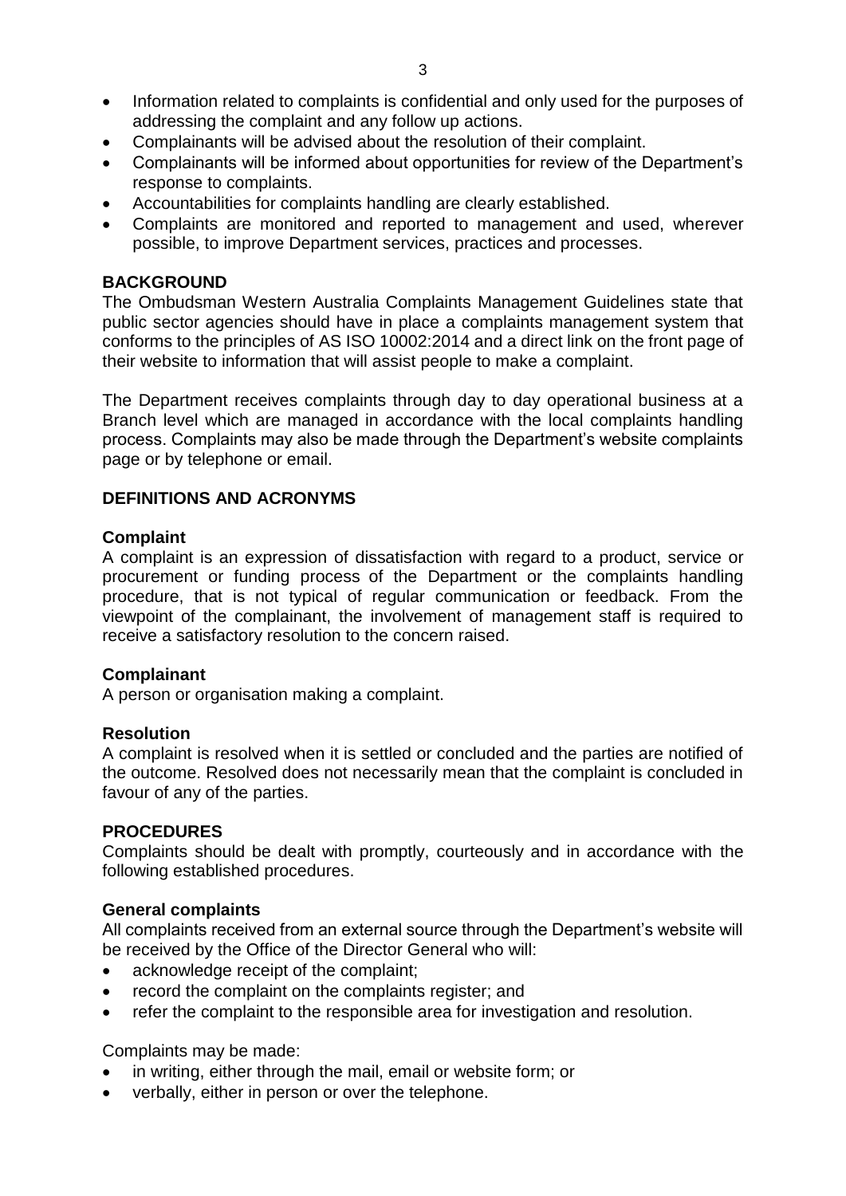- Information related to complaints is confidential and only used for the purposes of addressing the complaint and any follow up actions.
- Complainants will be advised about the resolution of their complaint.
- Complainants will be informed about opportunities for review of the Department's response to complaints.
- Accountabilities for complaints handling are clearly established.
- Complaints are monitored and reported to management and used, wherever possible, to improve Department services, practices and processes.

## BACKGROUND

The Ombudsman Western Australia Complaints Management Guidelines state that public sector agencies should have in place a complaints management system that conforms to the principles of AS ISO 10002:2014 and a direct link on the front page of their website to information that will assist people to make a complaint.

The Department receives complaints through day to day operational business at a Branch level which are managed in accordance with the local complaints handling process. Complaints may also be made through the Department's website complaints page or by telephone or email.

## DEFINITIONS AND ACRONYMS

### Complaint

A complaint is an expression of dissatisfaction with regard to a product, service or procurement or funding process of the Department or the complaints handling procedure, that is not typical of regular communication or feedback. From the viewpoint of the complainant, the involvement of management staff is required to receive a satisfactory resolution to the concern raised.

### Complainant

A person or organisation making a complaint.

### Resolution

A complaint is resolved when it is settled or concluded and the parties are notified of the outcome. Resolved does not necessarily mean that the complaint is concluded in favour of any of the parties.

## PROCEDURES

Complaints should be dealt with promptly, courteously and in accordance with the following established procedures.

### General complaints

All complaints received from an external source through the Department's website will be received by the Office of the Director General who will:

- acknowledge receipt of the complaint;
- record the complaint on the complaints register; and
- refer the complaint to the responsible area for investigation and resolution.

Complaints may be made:

- in writing, either through the mail, email or website form; or
- verbally, either in person or over the telephone.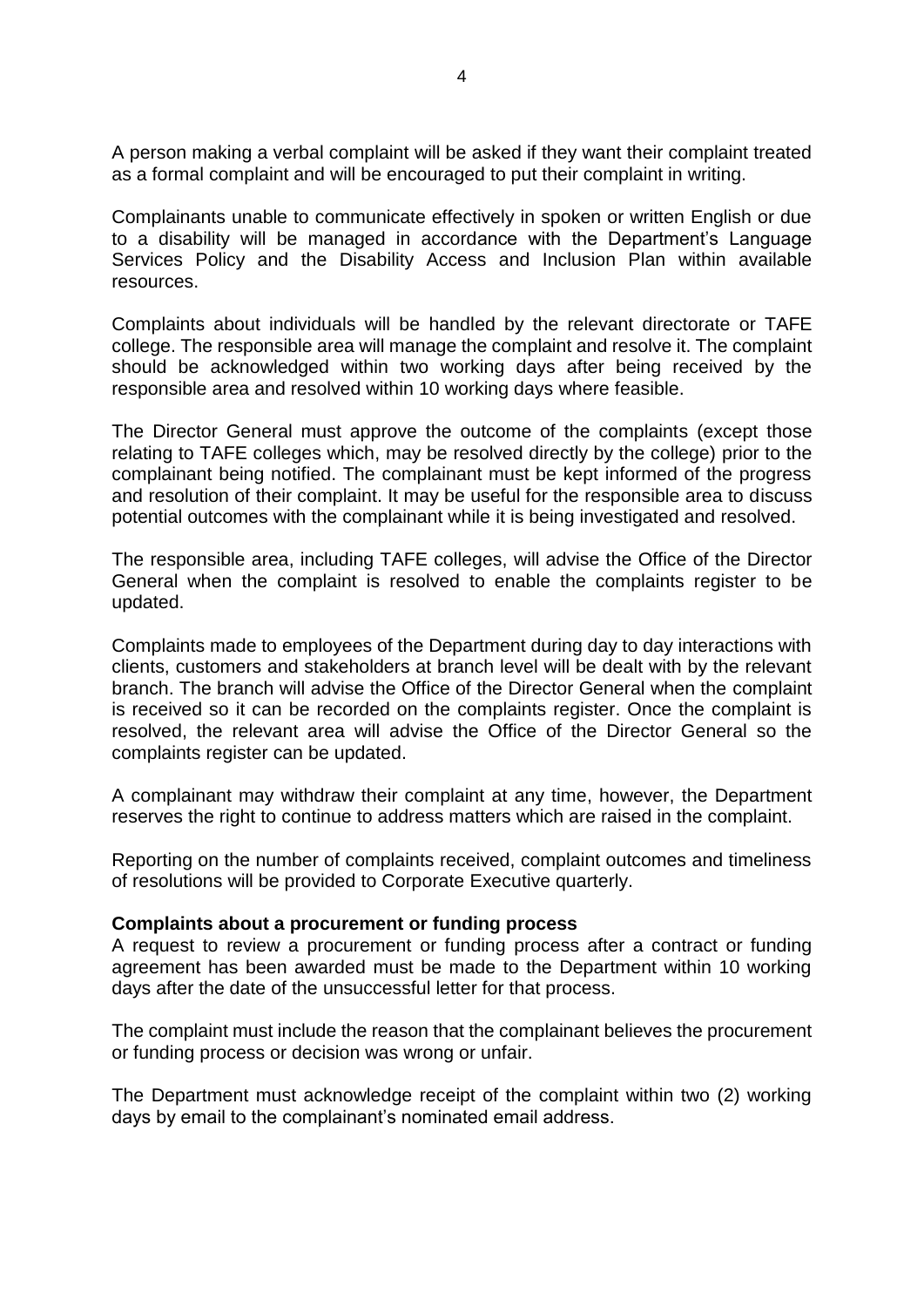A person making a verbal complaint will be asked if they want their complaint treated as a formal complaint and will be encouraged to put their complaint in writing.

Complainants unable to communicate effectively in spoken or written English or due to a disability will be managed in accordance with the Department's Language Services Policy and the Disability Access and Inclusion Plan within available resources.

Complaints about individuals will be handled by the relevant directorate or TAFE college. The responsible area will manage the complaint and resolve it. The complaint should be acknowledged within two working days after being received by the responsible area and resolved within 10 working days where feasible.

The Director General must approve the outcome of the complaints (except those relating to TAFE colleges which, may be resolved directly by the college) prior to the complainant being notified. The complainant must be kept informed of the progress and resolution of their complaint. It may be useful for the responsible area to discuss potential outcomes with the complainant while it is being investigated and resolved.

The responsible area, including TAFE colleges, will advise the Office of the Director General when the complaint is resolved to enable the complaints register to be updated.

Complaints made to employees of the Department during day to day interactions with clients, customers and stakeholders at branch level will be dealt with by the relevant branch. The branch will advise the Office of the Director General when the complaint is received so it can be recorded on the complaints register. Once the complaint is resolved, the relevant area will advise the Office of the Director General so the complaints register can be updated.

A complainant may withdraw their complaint at any time, however, the Department reserves the right to continue to address matters which are raised in the complaint.

Reporting on the number of complaints received, complaint outcomes and timeliness of resolutions will be provided to Corporate Executive quarterly.

**Complaints about a procurement or funding process**

A request to review a procurement or funding process after a contract or funding agreement has been awarded must be made to the Department within 10 working days after the date of the unsuccessful letter for that process.

The complaint must include the reason that the complainant believes the procurement or funding process or decision was wrong or unfair.

The Department must acknowledge receipt of the complaint within two (2) working days by email to the complainant's nominated email address.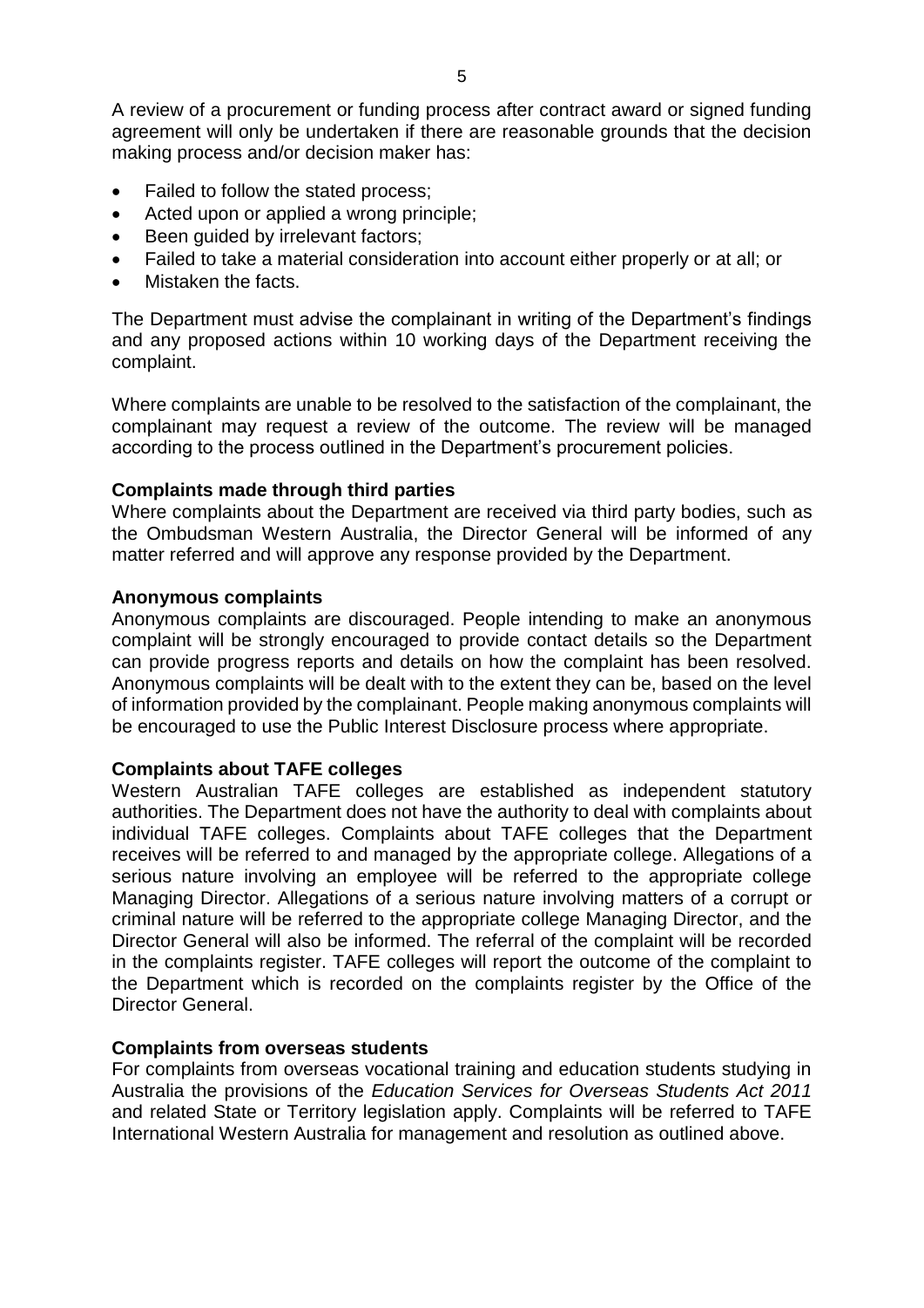A review of a procurement or funding process after contract award or signed funding agreement will only be undertaken if there are reasonable grounds that the decision making process and/or decision maker has:

- Failed to follow the stated process;
- Acted upon or applied a wrong principle;
- Been guided by irrelevant factors;
- Failed to take a material consideration into account either properly or at all; or
- Mistaken the facts.

The Department must advise the complainant in writing of the Department's findings and any proposed actions within 10 working days of the Department receiving the complaint.

Where complaints are unable to be resolved to the satisfaction of the complainant, the complainant may request a review of the outcome. The review will be managed according to the process outlined in the Department's procurement policies.

**Complaints made through third parties**

Where complaints about the Department are received via third party bodies, such as the Ombudsman Western Australia, the Director General will be informed of any matter referred and will approve any response provided by the Department.

**Anonymous complaints**

Anonymous complaints are discouraged. People intending to make an anonymous complaint will be strongly encouraged to provide contact details so the Department can provide progress reports and details on how the complaint has been resolved. Anonymous complaints will be dealt with to the extent they can be, based on the level of information provided by the complainant. People making anonymous complaints will be encouraged to use the Public Interest Disclosure process where appropriate.

**Complaints about TAFE colleges**

Western Australian TAFE colleges are established as independent statutory authorities. The Department does not have the authority to deal with complaints about individual TAFE colleges. Complaints about TAFE colleges that the Department receives will be referred to and managed by the appropriate college. Allegations of a serious nature involving an employee will be referred to the appropriate college Managing Director. Allegations of a serious nature involving matters of a corrupt or criminal nature will be referred to the appropriate college Managing Director, and the Director General will also be informed. The referral of the complaint will be recorded in the complaints register. TAFE colleges will report the outcome of the complaint to the Department which is recorded on the complaints register by the Office of the Director General.

**Complaints from overseas students**

For complaints from overseas vocational training and education students studying in Australia the provisions of the *Education Services for Overseas Students Act 2011* and related State or Territory legislation apply. Complaints will be referred to TAFE International Western Australia for management and resolution as outlined above.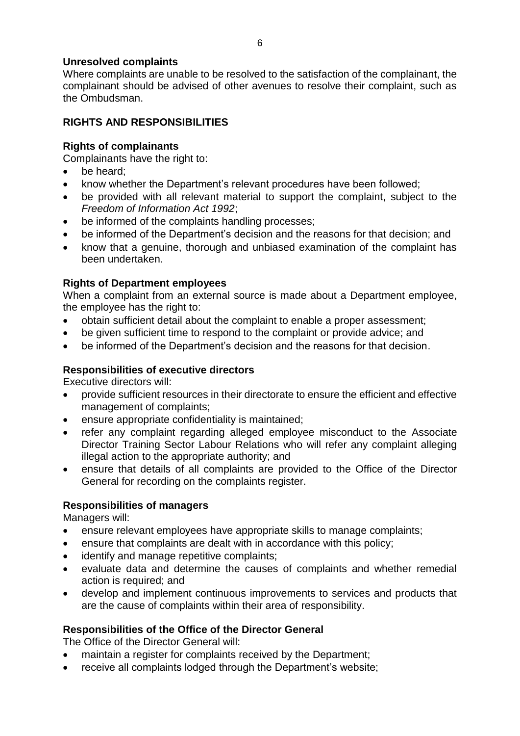### Unresolved complaints

Where complaints are unable to be resolved to the satisfaction of the complainant, the complainant should be advised of other avenues to resolve their complaint, such as the Ombudsman.

## RIGHTS AND RESPONSIBILITIES

### Rights of complainants

Complainants have the right to:

- be heard;
- know whether the Department's relevant procedures have been followed;
- be provided with all relevant material to support the complaint, subject to the *Freedom of Information Act 1992*;
- be informed of the complaints handling processes;
- be informed of the Department's decision and the reasons for that decision; and
- know that a genuine, thorough and unbiased examination of the complaint has been undertaken.

### Rights of Department employees

When a complaint from an external source is made about a Department employee, the employee has the right to:

- obtain sufficient detail about the complaint to enable a proper assessment;
- be given sufficient time to respond to the complaint or provide advice; and
- be informed of the Department's decision and the reasons for that decision.

### Responsibilities of executive directors

Executive directors will:

- provide sufficient resources in their directorate to ensure the efficient and effective management of complaints;
- ensure appropriate confidentiality is maintained;
- refer any complaint regarding alleged employee misconduct to the Associate Director Training Sector Labour Relations who will refer any complaint alleging illegal action to the appropriate authority; and
- ensure that details of all complaints are provided to the Office of the Director General for recording on the complaints register.

### Responsibilities of managers

Managers will:

- ensure relevant employees have appropriate skills to manage complaints;
- ensure that complaints are dealt with in accordance with this policy;
- identify and manage repetitive complaints;
- evaluate data and determine the causes of complaints and whether remedial action is required; and
- develop and implement continuous improvements to services and products that are the cause of complaints within their area of responsibility.

### Responsibilities of the Office of the Director General

The Office of the Director General will:

- maintain a register for complaints received by the Department;
- receive all complaints lodged through the Department's website;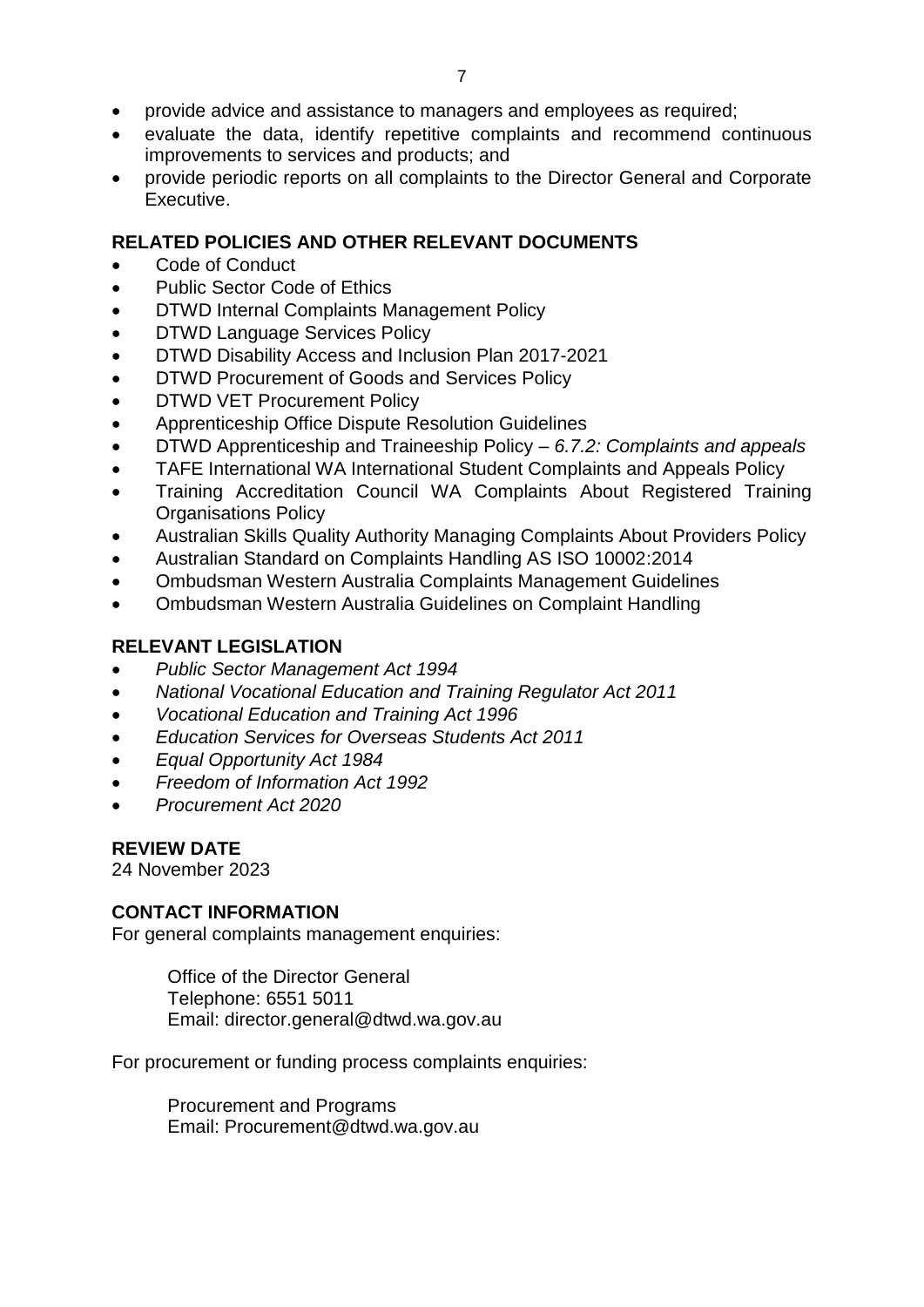- provide advice and assistance to managers and employees as required;
- evaluate the data, identify repetitive complaints and recommend continuous improvements to services and products; and
- provide periodic reports on all complaints to the Director General and Corporate Executive.

## RELATED POLICIES AND OTHER RELEVANT DOCUMENTS

- Code of Conduct
- Public Sector Code of Ethics
- DTWD Internal Complaints Management Policy
- DTWD Language Services Policy
- DTWD Disability Access and Inclusion Plan 2017-2021
- DTWD Procurement of Goods and Services Policy
- DTWD VET Procurement Policy
- Apprenticeship Office Dispute Resolution Guidelines
- DTWD Apprenticeship and Traineeship Policy – *6.7.2: Complaints and appeals*
- TAFE International WA International Student Complaints and Appeals Policy
- Training Accreditation Council WA Complaints About Registered Training Organisations Policy
- Australian Skills Quality Authority Managing Complaints About Providers Policy
- Australian Standard on Complaints Handling AS ISO 10002:2014
- Ombudsman Western Australia Complaints Management Guidelines
- Ombudsman Western Australia Guidelines on Complaint Handling

## RELEVANT LEGISLATION

- *Public Sector Management Act 1994*
- *National Vocational Education and Training Regulator Act 2011*
- *Vocational Education and Training Act 1996*
- *Education Services for Overseas Students Act 2011*
- *Equal Opportunity Act 1984*
- *Freedom of Information Act 1992*
- *Procurement Act 2020*

## REVIEW DATE

24 November 2023

## CONTACT INFORMATION

For general complaints management enquiries:

Office of the Director General
Telephone: 6551 5011
Email: director.general@dtwd.wa.gov.au

For procurement or funding process complaints enquiries:

Procurement and Programs
Email: Procurement@dtwd.wa.gov.au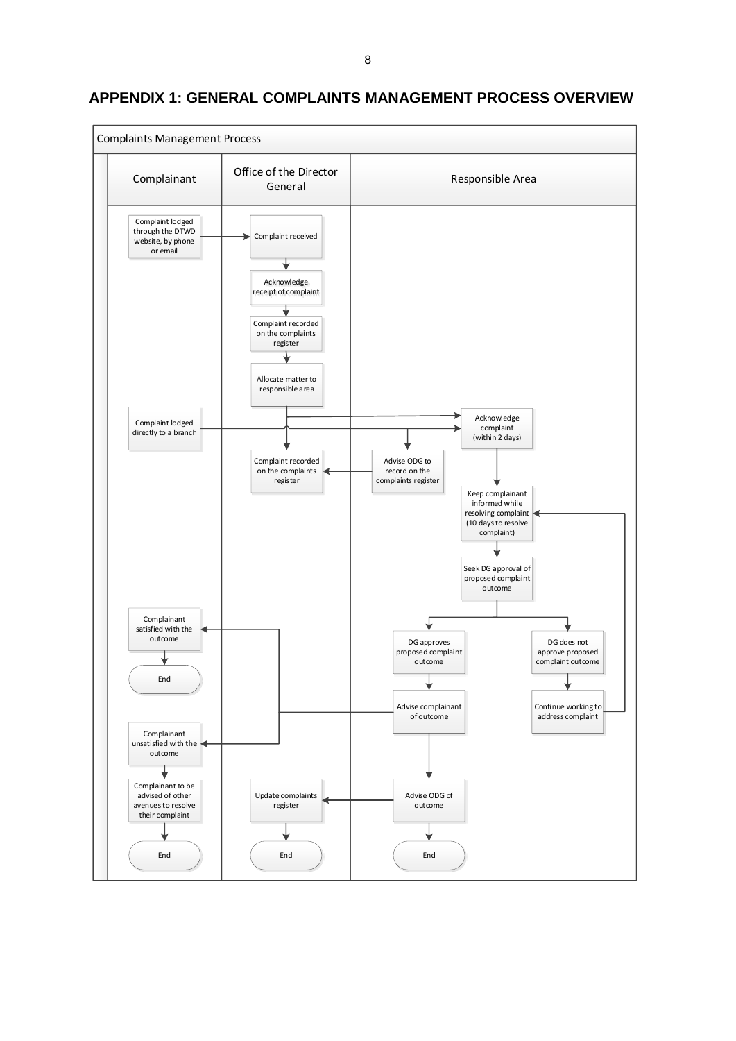## APPENDIX 1: GENERAL COMPLAINTS MANAGEMENT PROCESS OVERVIEW

Complaints Management Process

Complainant

Office of the Director General

Responsible Area

Complaint lodged through the DTWD website, by phone or email

Complaint received

Acknowledge receipt of complaint

Complaint recorded on the complaints register

Allocate matter to responsible area

Complaint lodged directly to a branch

Acknowledge complaint (within 2 days)

Complaint recorded on the complaints register

Advise ODG to record on the complaints register

Keep complainant informed while resolving complaint (10 days to resolve complaint)

Seek DG approval of proposed complaint outcome

Complainant satisfied with the outcome

DG approves proposed complaint outcome

DG does not approve proposed complaint outcome

End

Advise complainant of outcome

Continue working to address complaint

Complainant unsatisfied with the outcome

Complainant to be advised of other avenues to resolve their complaint

Update complaints register

Advise ODG of outcome

End

End

End